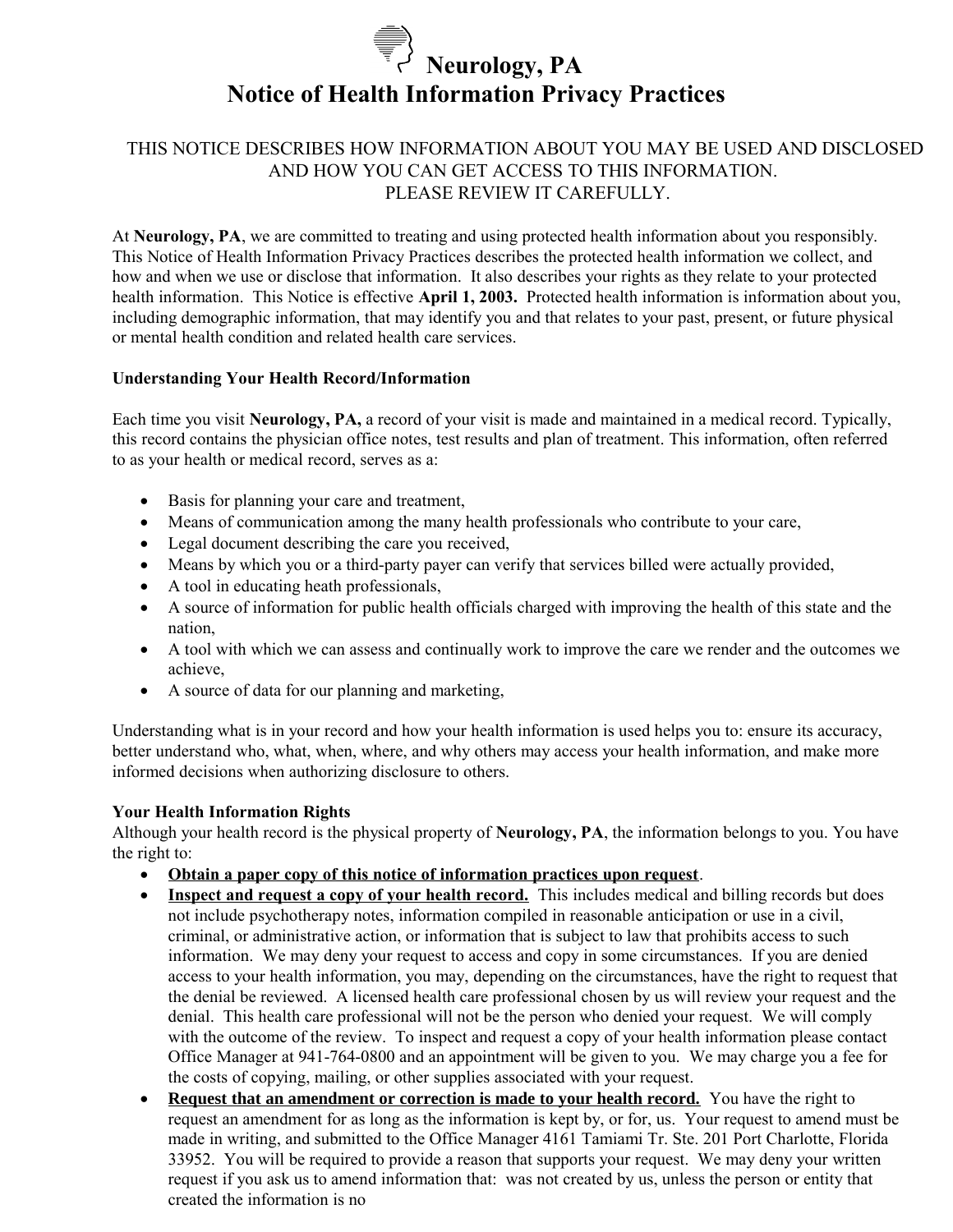# Neurology, PA
# Notice of Health Information Privacy Practices

THIS NOTICE DESCRIBES HOW INFORMATION ABOUT YOU MAY BE USED AND DISCLOSED AND HOW YOU CAN GET ACCESS TO THIS INFORMATION.
PLEASE REVIEW IT CAREFULLY.

At **Neurology, PA**, we are committed to treating and using protected health information about you responsibly. This Notice of Health Information Privacy Practices describes the protected health information we collect, and how and when we use or disclose that information. It also describes your rights as they relate to your protected health information. This Notice is effective **April 1, 2003.** Protected health information is information about you, including demographic information, that may identify you and that relates to your past, present, or future physical or mental health condition and related health care services.

**Understanding Your Health Record/Information**

Each time you visit **Neurology, PA,** a record of your visit is made and maintained in a medical record. Typically, this record contains the physician office notes, test results and plan of treatment. This information, often referred to as your health or medical record, serves as a:

- Basis for planning your care and treatment,
- Means of communication among the many health professionals who contribute to your care,
- Legal document describing the care you received,
- Means by which you or a third-party payer can verify that services billed were actually provided,
- A tool in educating heath professionals,
- A source of information for public health officials charged with improving the health of this state and the nation,
- A tool with which we can assess and continually work to improve the care we render and the outcomes we achieve,
- A source of data for our planning and marketing,

Understanding what is in your record and how your health information is used helps you to: ensure its accuracy, better understand who, what, when, where, and why others may access your health information, and make more informed decisions when authorizing disclosure to others.

**Your Health Information Rights**

Although your health record is the physical property of **Neurology, PA**, the information belongs to you. You have the right to:

- **Obtain a paper copy of this notice of information practices upon request**.
- **Inspect and request a copy of your health record.** This includes medical and billing records but does not include psychotherapy notes, information compiled in reasonable anticipation or use in a civil, criminal, or administrative action, or information that is subject to law that prohibits access to such information. We may deny your request to access and copy in some circumstances. If you are denied access to your health information, you may, depending on the circumstances, have the right to request that the denial be reviewed. A licensed health care professional chosen by us will review your request and the denial. This health care professional will not be the person who denied your request. We will comply with the outcome of the review. To inspect and request a copy of your health information please contact Office Manager at 941-764-0800 and an appointment will be given to you. We may charge you a fee for the costs of copying, mailing, or other supplies associated with your request.
- **Request that an amendment or correction is made to your health record.** You have the right to request an amendment for as long as the information is kept by, or for, us. Your request to amend must be made in writing, and submitted to the Office Manager 4161 Tamiami Tr. Ste. 201 Port Charlotte, Florida 33952. You will be required to provide a reason that supports your request. We may deny your written request if you ask us to amend information that: was not created by us, unless the person or entity that created the information is no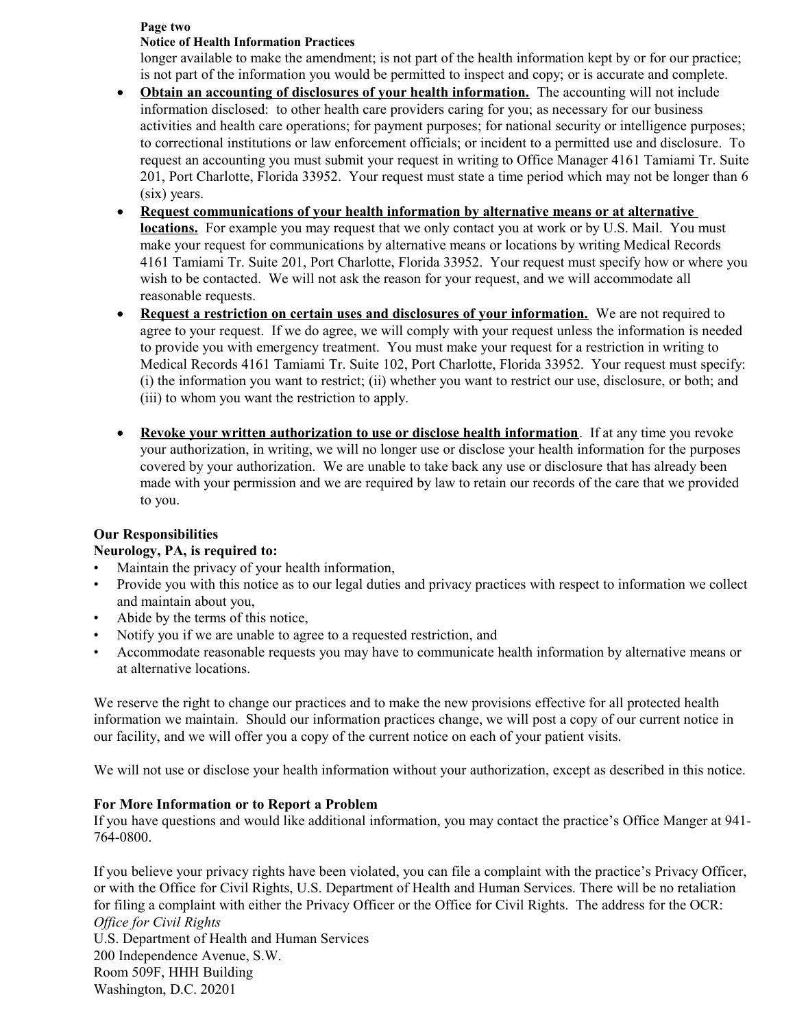longer available to make the amendment; is not part of the health information kept by or for our practice; is not part of the information you would be permitted to inspect and copy; or is accurate and complete.

- **Obtain an accounting of disclosures of your health information.** The accounting will not include information disclosed: to other health care providers caring for you; as necessary for our business activities and health care operations; for payment purposes; for national security or intelligence purposes; to correctional institutions or law enforcement officials; or incident to a permitted use and disclosure. To request an accounting you must submit your request in writing to Office Manager 4161 Tamiami Tr. Suite 201, Port Charlotte, Florida 33952. Your request must state a time period which may not be longer than 6 (six) years.
- **Request communications of your health information by alternative means or at alternative locations.** For example you may request that we only contact you at work or by U.S. Mail. You must make your request for communications by alternative means or locations by writing Medical Records 4161 Tamiami Tr. Suite 201, Port Charlotte, Florida 33952. Your request must specify how or where you wish to be contacted. We will not ask the reason for your request, and we will accommodate all reasonable requests.
- **Request a restriction on certain uses and disclosures of your information.** We are not required to agree to your request. If we do agree, we will comply with your request unless the information is needed to provide you with emergency treatment. You must make your request for a restriction in writing to Medical Records 4161 Tamiami Tr. Suite 102, Port Charlotte, Florida 33952. Your request must specify: (i) the information you want to restrict; (ii) whether you want to restrict our use, disclosure, or both; and (iii) to whom you want the restriction to apply.
- **Revoke your written authorization to use or disclose health information**. If at any time you revoke your authorization, in writing, we will no longer use or disclose your health information for the purposes covered by your authorization. We are unable to take back any use or disclosure that has already been made with your permission and we are required by law to retain our records of the care that we provided to you.

**Our Responsibilities**

**Neurology, PA, is required to:**

- Maintain the privacy of your health information,
- Provide you with this notice as to our legal duties and privacy practices with respect to information we collect and maintain about you,
- Abide by the terms of this notice,
- Notify you if we are unable to agree to a requested restriction, and
- Accommodate reasonable requests you may have to communicate health information by alternative means or at alternative locations.

We reserve the right to change our practices and to make the new provisions effective for all protected health information we maintain. Should our information practices change, we will post a copy of our current notice in our facility, and we will offer you a copy of the current notice on each of your patient visits.

We will not use or disclose your health information without your authorization, except as described in this notice.

**For More Information or to Report a Problem**

If you have questions and would like additional information, you may contact the practice's Office Manger at 941-764-0800.

If you believe your privacy rights have been violated, you can file a complaint with the practice's Privacy Officer, or with the Office for Civil Rights, U.S. Department of Health and Human Services. There will be no retaliation for filing a complaint with either the Privacy Officer or the Office for Civil Rights. The address for the OCR:

*Office for Civil Rights*
U.S. Department of Health and Human Services
200 Independence Avenue, S.W.
Room 509F, HHH Building
Washington, D.C. 20201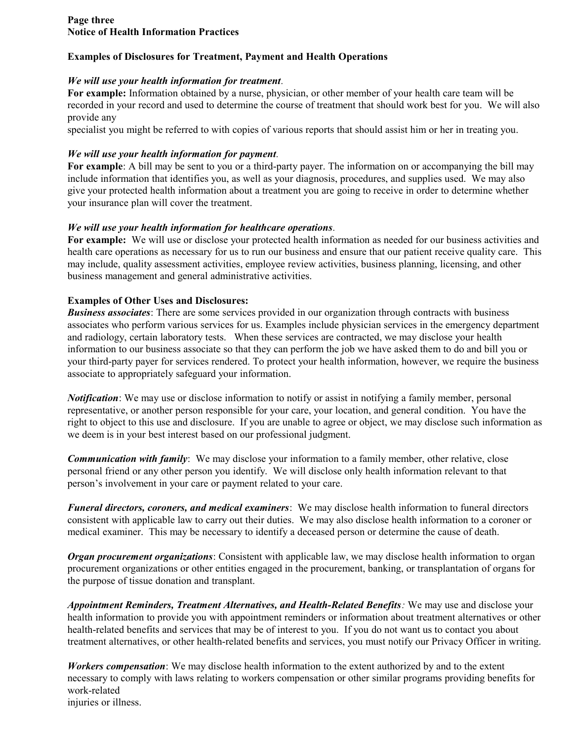**Page three**
**Notice of Health Information Practices**

**Examples of Disclosures for Treatment, Payment and Health Operations**

***We will use your health information for treatment*.**
**For example:** Information obtained by a nurse, physician, or other member of your health care team will be recorded in your record and used to determine the course of treatment that should work best for you. We will also provide any specialist you might be referred to with copies of various reports that should assist him or her in treating you.

***We will use your health information for payment*.**
**For example**: A bill may be sent to you or a third-party payer. The information on or accompanying the bill may include information that identifies you, as well as your diagnosis, procedures, and supplies used. We may also give your protected health information about a treatment you are going to receive in order to determine whether your insurance plan will cover the treatment.

***We will use your health information for healthcare operations*.**
**For example:** We will use or disclose your protected health information as needed for our business activities and health care operations as necessary for us to run our business and ensure that our patient receive quality care. This may include, quality assessment activities, employee review activities, business planning, licensing, and other business management and general administrative activities.

**Examples of Other Uses and Disclosures:**
***Business associates***: There are some services provided in our organization through contracts with business associates who perform various services for us. Examples include physician services in the emergency department and radiology, certain laboratory tests. When these services are contracted, we may disclose your health information to our business associate so that they can perform the job we have asked them to do and bill you or your third-party payer for services rendered. To protect your health information, however, we require the business associate to appropriately safeguard your information.

***Notification***: We may use or disclose information to notify or assist in notifying a family member, personal representative, or another person responsible for your care, your location, and general condition. You have the right to object to this use and disclosure. If you are unable to agree or object, we may disclose such information as we deem is in your best interest based on our professional judgment.

***Communication with family***: We may disclose your information to a family member, other relative, close personal friend or any other person you identify. We will disclose only health information relevant to that person's involvement in your care or payment related to your care.

***Funeral directors, coroners, and medical examiners***: We may disclose health information to funeral directors consistent with applicable law to carry out their duties. We may also disclose health information to a coroner or medical examiner. This may be necessary to identify a deceased person or determine the cause of death.

***Organ procurement organizations***: Consistent with applicable law, we may disclose health information to organ procurement organizations or other entities engaged in the procurement, banking, or transplantation of organs for the purpose of tissue donation and transplant.

***Appointment Reminders, Treatment Alternatives, and Health-Related Benefits****:* We may use and disclose your health information to provide you with appointment reminders or information about treatment alternatives or other health-related benefits and services that may be of interest to you. If you do not want us to contact you about treatment alternatives, or other health-related benefits and services, you must notify our Privacy Officer in writing.

***Workers compensation***: We may disclose health information to the extent authorized by and to the extent necessary to comply with laws relating to workers compensation or other similar programs providing benefits for work-related injuries or illness.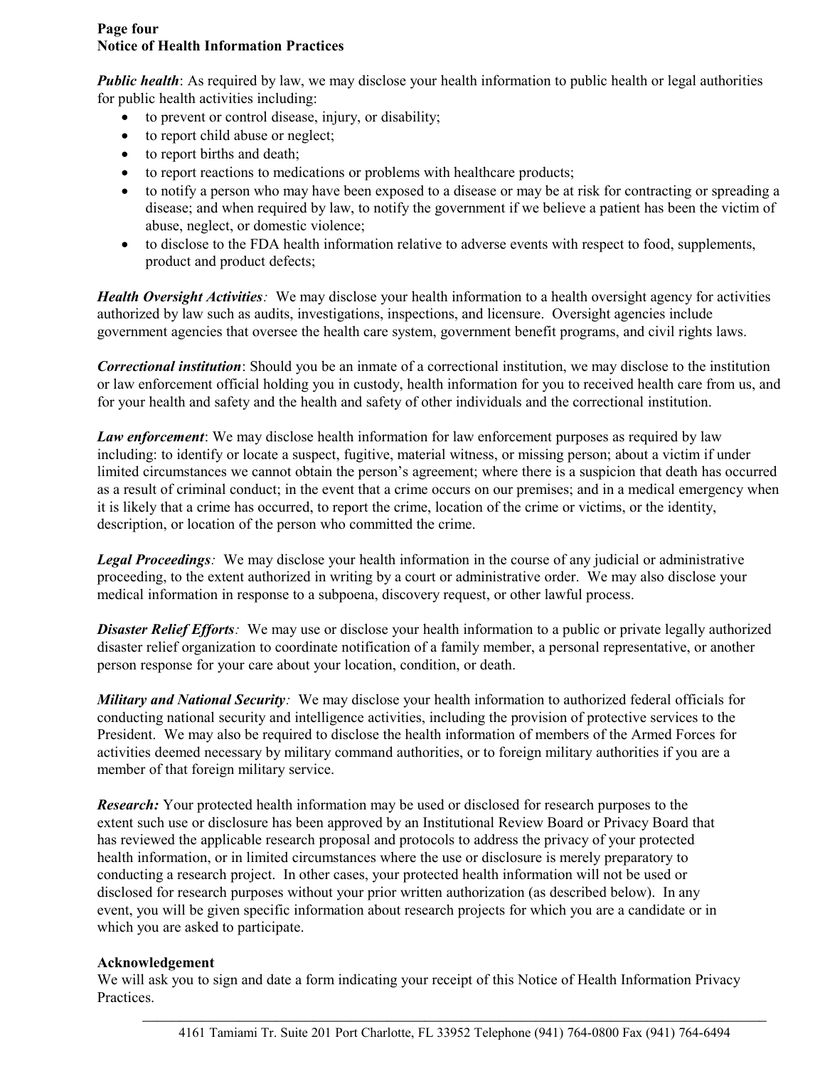**Page four**
**Notice of Health Information Practices**

***Public health***: As required by law, we may disclose your health information to public health or legal authorities for public health activities including:

- to prevent or control disease, injury, or disability;
- to report child abuse or neglect;
- to report births and death;
- to report reactions to medications or problems with healthcare products;
- to notify a person who may have been exposed to a disease or may be at risk for contracting or spreading a disease; and when required by law, to notify the government if we believe a patient has been the victim of abuse, neglect, or domestic violence;
- to disclose to the FDA health information relative to adverse events with respect to food, supplements, product and product defects;

***Health Oversight Activities****:* We may disclose your health information to a health oversight agency for activities authorized by law such as audits, investigations, inspections, and licensure. Oversight agencies include government agencies that oversee the health care system, government benefit programs, and civil rights laws.

***Correctional institution***: Should you be an inmate of a correctional institution, we may disclose to the institution or law enforcement official holding you in custody, health information for you to received health care from us, and for your health and safety and the health and safety of other individuals and the correctional institution.

***Law enforcement***: We may disclose health information for law enforcement purposes as required by law including: to identify or locate a suspect, fugitive, material witness, or missing person; about a victim if under limited circumstances we cannot obtain the person's agreement; where there is a suspicion that death has occurred as a result of criminal conduct; in the event that a crime occurs on our premises; and in a medical emergency when it is likely that a crime has occurred, to report the crime, location of the crime or victims, or the identity, description, or location of the person who committed the crime.

***Legal Proceedings****:* We may disclose your health information in the course of any judicial or administrative proceeding, to the extent authorized in writing by a court or administrative order. We may also disclose your medical information in response to a subpoena, discovery request, or other lawful process.

***Disaster Relief Efforts****:* We may use or disclose your health information to a public or private legally authorized disaster relief organization to coordinate notification of a family member, a personal representative, or another person response for your care about your location, condition, or death.

***Military and National Security****:* We may disclose your health information to authorized federal officials for conducting national security and intelligence activities, including the provision of protective services to the President. We may also be required to disclose the health information of members of the Armed Forces for activities deemed necessary by military command authorities, or to foreign military authorities if you are a member of that foreign military service.

***Research:*** Your protected health information may be used or disclosed for research purposes to the extent such use or disclosure has been approved by an Institutional Review Board or Privacy Board that has reviewed the applicable research proposal and protocols to address the privacy of your protected health information, or in limited circumstances where the use or disclosure is merely preparatory to conducting a research project. In other cases, your protected health information will not be used or disclosed for research purposes without your prior written authorization (as described below). In any event, you will be given specific information about research projects for which you are a candidate or in which you are asked to participate.

**Acknowledgement**

We will ask you to sign and date a form indicating your receipt of this Notice of Health Information Privacy Practices.

4161 Tamiami Tr. Suite 201 Port Charlotte, FL 33952 Telephone (941) 764-0800 Fax (941) 764-6494